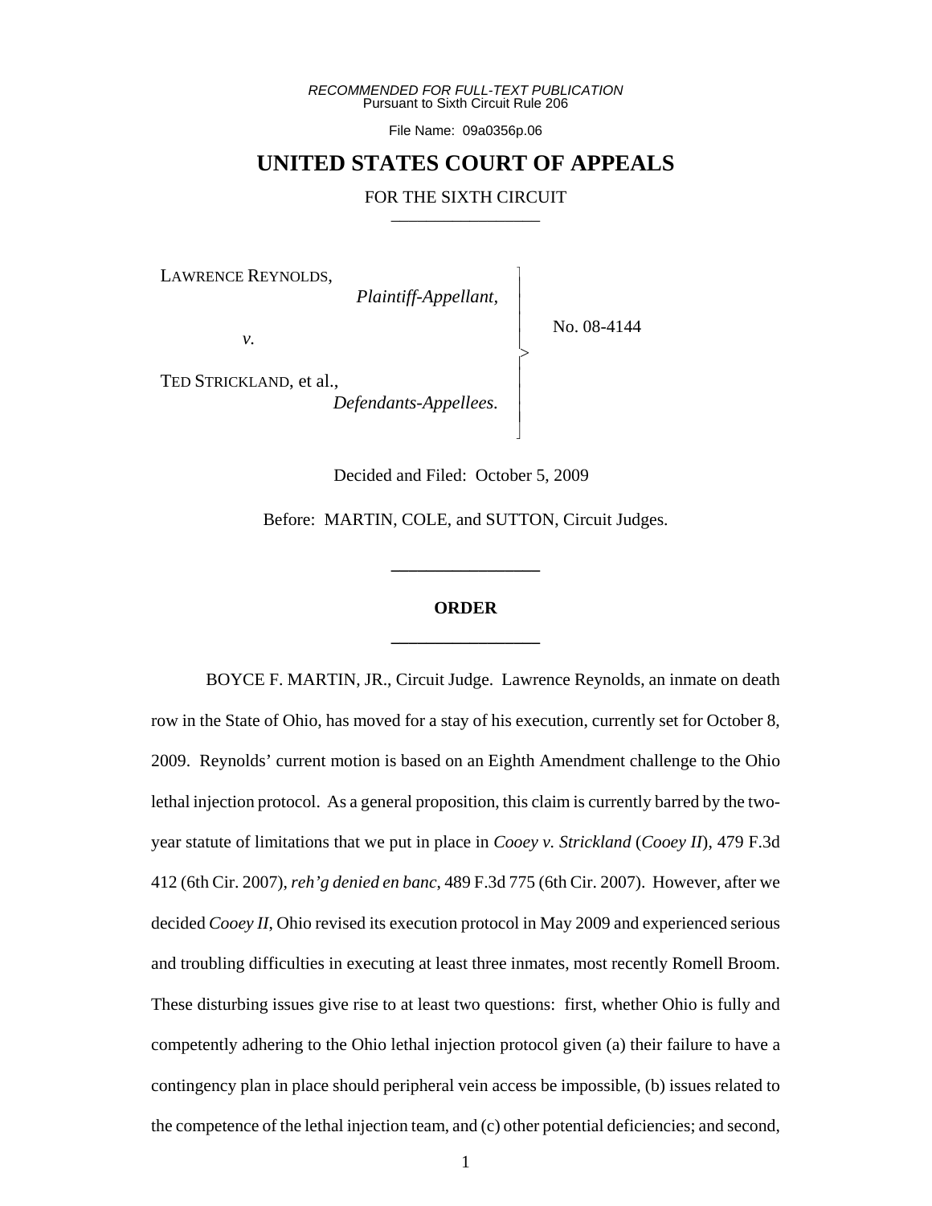*RECOMMENDED FOR FULL-TEXT PUBLICATION*
Pursuant to Sixth Circuit Rule 206

File Name: 09a0356p.06

# UNITED STATES COURT OF APPEALS

FOR THE SIXTH CIRCUIT

LAWRENCE REYNOLDS,
*Plaintiff-Appellant,*

*v.*

TED STRICKLAND, et al.,
*Defendants-Appellees.*

No. 08-4144

Decided and Filed: October 5, 2009

Before: MARTIN, COLE, and SUTTON, Circuit Judges.

## ORDER

BOYCE F. MARTIN, JR., Circuit Judge. Lawrence Reynolds, an inmate on death row in the State of Ohio, has moved for a stay of his execution, currently set for October 8, 2009. Reynolds' current motion is based on an Eighth Amendment challenge to the Ohio lethal injection protocol. As a general proposition, this claim is currently barred by the two-year statute of limitations that we put in place in *Cooey v. Strickland* (*Cooey II*), 479 F.3d 412 (6th Cir. 2007), *reh'g denied en banc*, 489 F.3d 775 (6th Cir. 2007). However, after we decided *Cooey II*, Ohio revised its execution protocol in May 2009 and experienced serious and troubling difficulties in executing at least three inmates, most recently Romell Broom. These disturbing issues give rise to at least two questions: first, whether Ohio is fully and competently adhering to the Ohio lethal injection protocol given (a) their failure to have a contingency plan in place should peripheral vein access be impossible, (b) issues related to the competence of the lethal injection team, and (c) other potential deficiencies; and second,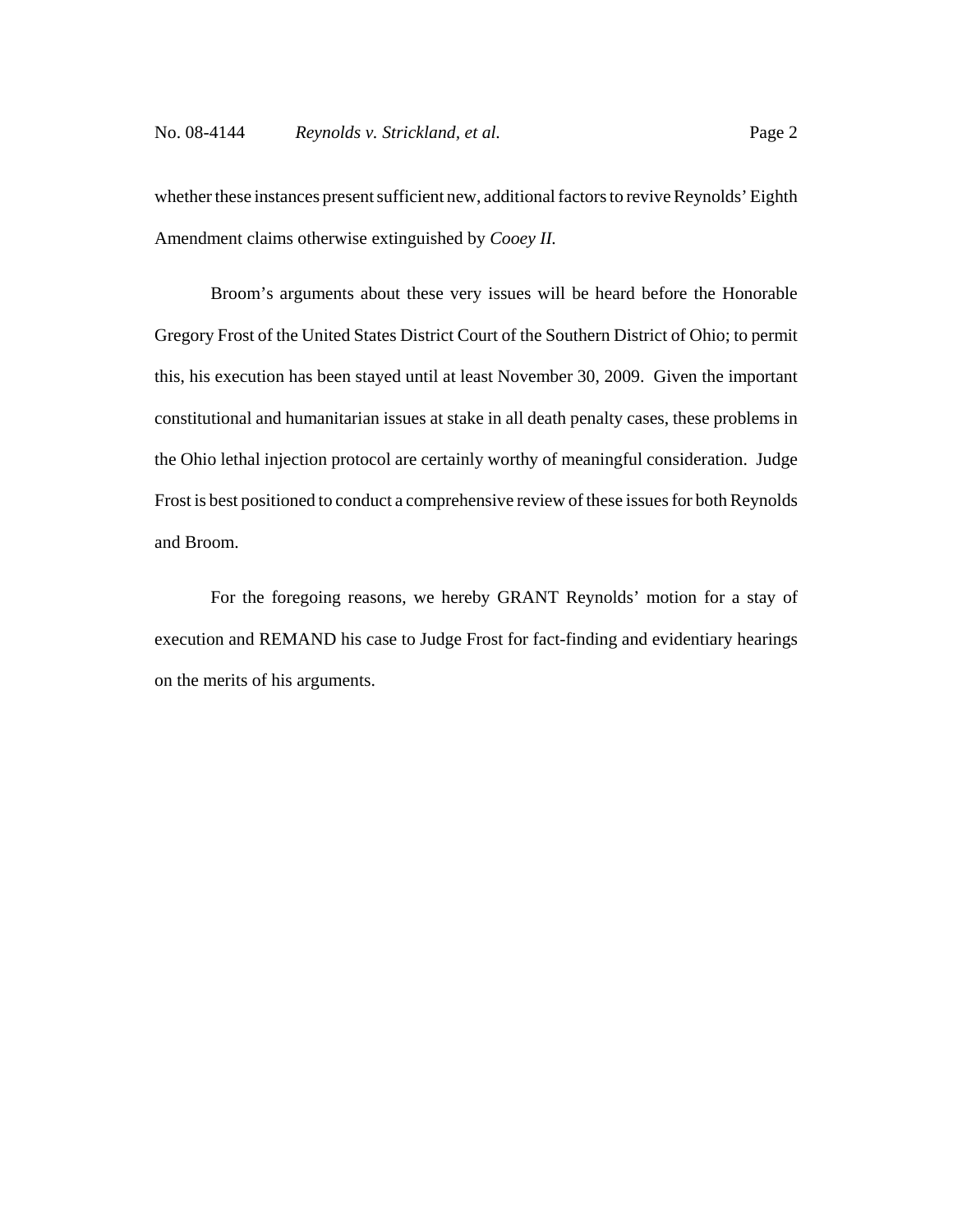whether these instances present sufficient new, additional factors to revive Reynolds' Eighth Amendment claims otherwise extinguished by *Cooey II.*

Broom's arguments about these very issues will be heard before the Honorable Gregory Frost of the United States District Court of the Southern District of Ohio; to permit this, his execution has been stayed until at least November 30, 2009. Given the important constitutional and humanitarian issues at stake in all death penalty cases, these problems in the Ohio lethal injection protocol are certainly worthy of meaningful consideration. Judge Frost is best positioned to conduct a comprehensive review of these issues for both Reynolds and Broom.

For the foregoing reasons, we hereby GRANT Reynolds' motion for a stay of execution and REMAND his case to Judge Frost for fact-finding and evidentiary hearings on the merits of his arguments.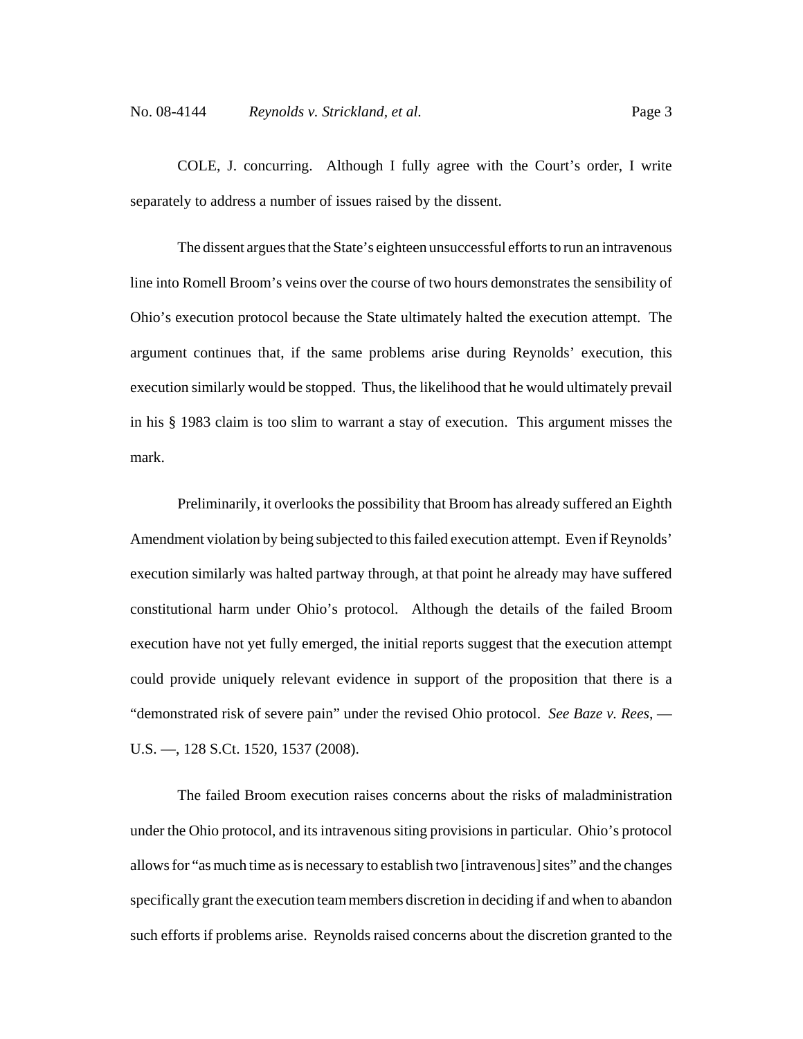COLE, J. concurring. Although I fully agree with the Court's order, I write separately to address a number of issues raised by the dissent.

The dissent argues that the State's eighteen unsuccessful efforts to run an intravenous line into Romell Broom's veins over the course of two hours demonstrates the sensibility of Ohio's execution protocol because the State ultimately halted the execution attempt. The argument continues that, if the same problems arise during Reynolds' execution, this execution similarly would be stopped. Thus, the likelihood that he would ultimately prevail in his § 1983 claim is too slim to warrant a stay of execution. This argument misses the mark.

Preliminarily, it overlooks the possibility that Broom has already suffered an Eighth Amendment violation by being subjected to this failed execution attempt. Even if Reynolds' execution similarly was halted partway through, at that point he already may have suffered constitutional harm under Ohio's protocol. Although the details of the failed Broom execution have not yet fully emerged, the initial reports suggest that the execution attempt could provide uniquely relevant evidence in support of the proposition that there is a "demonstrated risk of severe pain" under the revised Ohio protocol. *See Baze v. Rees*, — U.S. —, 128 S.Ct. 1520, 1537 (2008).

The failed Broom execution raises concerns about the risks of maladministration under the Ohio protocol, and its intravenous siting provisions in particular. Ohio's protocol allows for "as much time as is necessary to establish two [intravenous] sites" and the changes specifically grant the execution team members discretion in deciding if and when to abandon such efforts if problems arise. Reynolds raised concerns about the discretion granted to the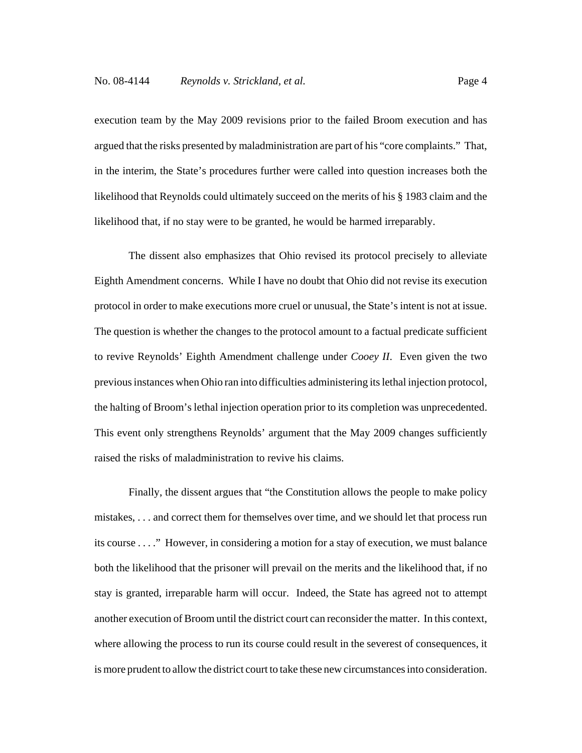execution team by the May 2009 revisions prior to the failed Broom execution and has argued that the risks presented by maladministration are part of his "core complaints." That, in the interim, the State's procedures further were called into question increases both the likelihood that Reynolds could ultimately succeed on the merits of his § 1983 claim and the likelihood that, if no stay were to be granted, he would be harmed irreparably.

The dissent also emphasizes that Ohio revised its protocol precisely to alleviate Eighth Amendment concerns. While I have no doubt that Ohio did not revise its execution protocol in order to make executions more cruel or unusual, the State's intent is not at issue. The question is whether the changes to the protocol amount to a factual predicate sufficient to revive Reynolds' Eighth Amendment challenge under *Cooey II*. Even given the two previous instances when Ohio ran into difficulties administering its lethal injection protocol, the halting of Broom's lethal injection operation prior to its completion was unprecedented. This event only strengthens Reynolds' argument that the May 2009 changes sufficiently raised the risks of maladministration to revive his claims.

Finally, the dissent argues that "the Constitution allows the people to make policy mistakes, . . . and correct them for themselves over time, and we should let that process run its course . . . ." However, in considering a motion for a stay of execution, we must balance both the likelihood that the prisoner will prevail on the merits and the likelihood that, if no stay is granted, irreparable harm will occur. Indeed, the State has agreed not to attempt another execution of Broom until the district court can reconsider the matter. In this context, where allowing the process to run its course could result in the severest of consequences, it is more prudent to allow the district court to take these new circumstances into consideration.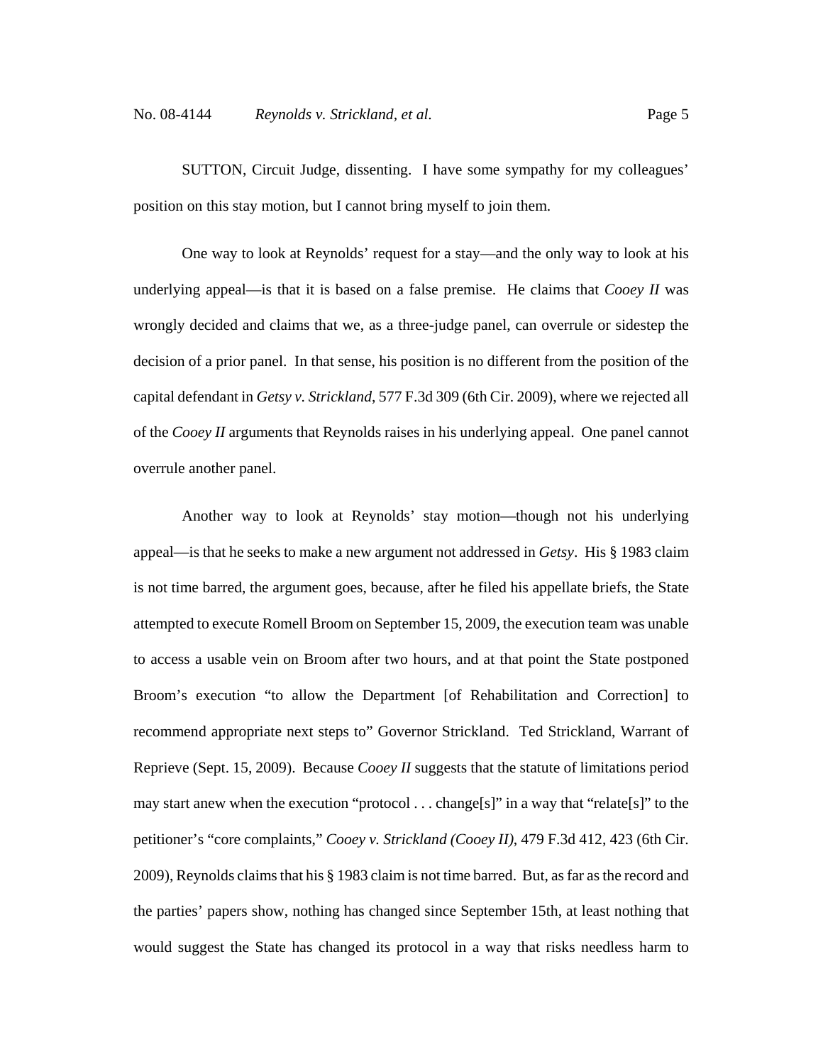SUTTON, Circuit Judge, dissenting. I have some sympathy for my colleagues' position on this stay motion, but I cannot bring myself to join them.

One way to look at Reynolds' request for a stay—and the only way to look at his underlying appeal—is that it is based on a false premise. He claims that *Cooey II* was wrongly decided and claims that we, as a three-judge panel, can overrule or sidestep the decision of a prior panel. In that sense, his position is no different from the position of the capital defendant in *Getsy v. Strickland*, 577 F.3d 309 (6th Cir. 2009), where we rejected all of the *Cooey II* arguments that Reynolds raises in his underlying appeal. One panel cannot overrule another panel.

Another way to look at Reynolds' stay motion—though not his underlying appeal—is that he seeks to make a new argument not addressed in *Getsy*. His § 1983 claim is not time barred, the argument goes, because, after he filed his appellate briefs, the State attempted to execute Romell Broom on September 15, 2009, the execution team was unable to access a usable vein on Broom after two hours, and at that point the State postponed Broom's execution "to allow the Department [of Rehabilitation and Correction] to recommend appropriate next steps to" Governor Strickland. Ted Strickland, Warrant of Reprieve (Sept. 15, 2009). Because *Cooey II* suggests that the statute of limitations period may start anew when the execution "protocol . . . change[s]" in a way that "relate[s]" to the petitioner's "core complaints," *Cooey v. Strickland (Cooey II)*, 479 F.3d 412, 423 (6th Cir. 2009), Reynolds claims that his § 1983 claim is not time barred. But, as far as the record and the parties' papers show, nothing has changed since September 15th, at least nothing that would suggest the State has changed its protocol in a way that risks needless harm to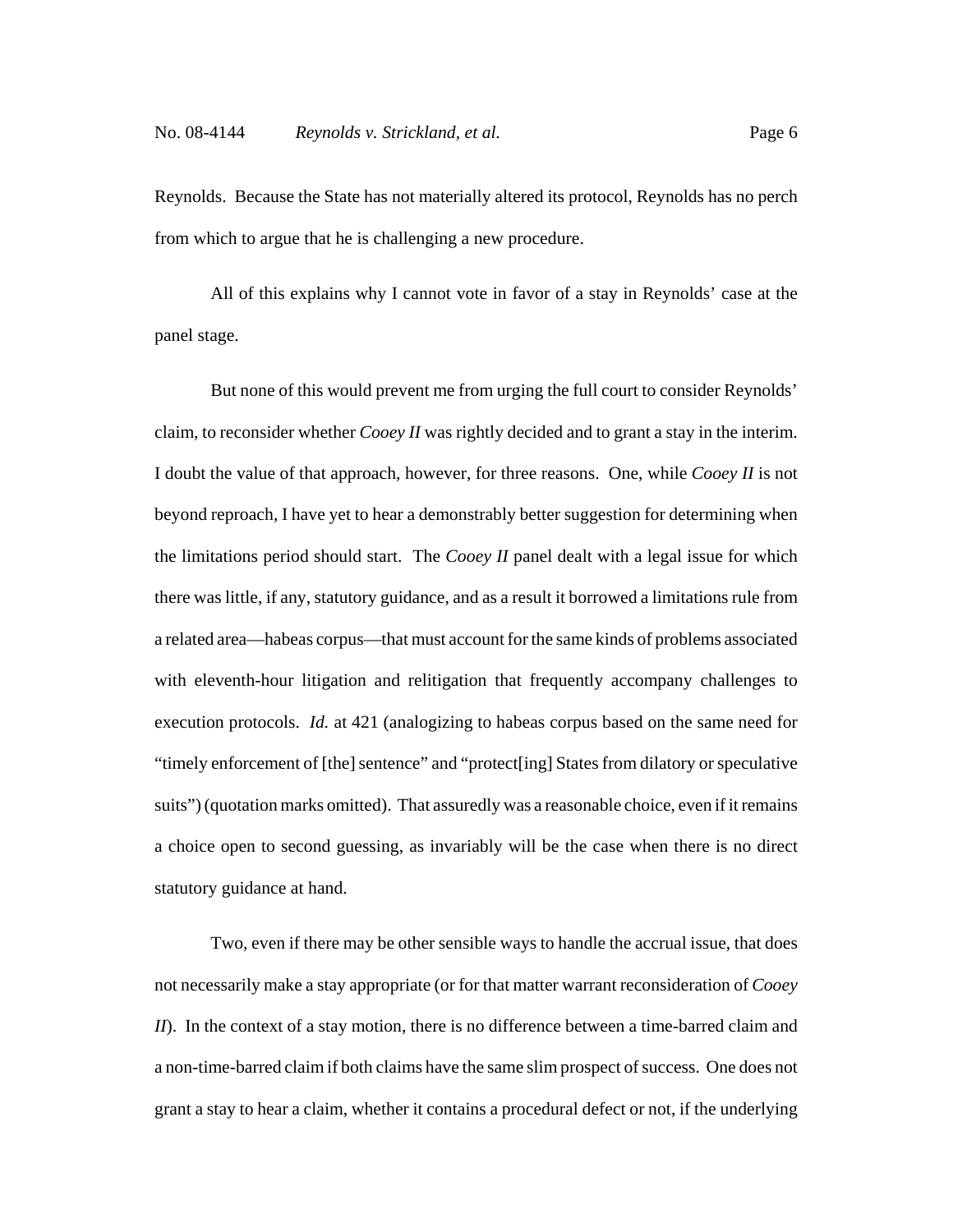Reynolds. Because the State has not materially altered its protocol, Reynolds has no perch from which to argue that he is challenging a new procedure.

All of this explains why I cannot vote in favor of a stay in Reynolds' case at the panel stage.

But none of this would prevent me from urging the full court to consider Reynolds' claim, to reconsider whether *Cooey II* was rightly decided and to grant a stay in the interim. I doubt the value of that approach, however, for three reasons. One, while *Cooey II* is not beyond reproach, I have yet to hear a demonstrably better suggestion for determining when the limitations period should start. The *Cooey II* panel dealt with a legal issue for which there was little, if any, statutory guidance, and as a result it borrowed a limitations rule from a related area—habeas corpus—that must account for the same kinds of problems associated with eleventh-hour litigation and relitigation that frequently accompany challenges to execution protocols. *Id.* at 421 (analogizing to habeas corpus based on the same need for "timely enforcement of [the] sentence" and "protect[ing] States from dilatory or speculative suits") (quotation marks omitted). That assuredly was a reasonable choice, even if it remains a choice open to second guessing, as invariably will be the case when there is no direct statutory guidance at hand.

Two, even if there may be other sensible ways to handle the accrual issue, that does not necessarily make a stay appropriate (or for that matter warrant reconsideration of *Cooey II*). In the context of a stay motion, there is no difference between a time-barred claim and a non-time-barred claim if both claims have the same slim prospect of success. One does not grant a stay to hear a claim, whether it contains a procedural defect or not, if the underlying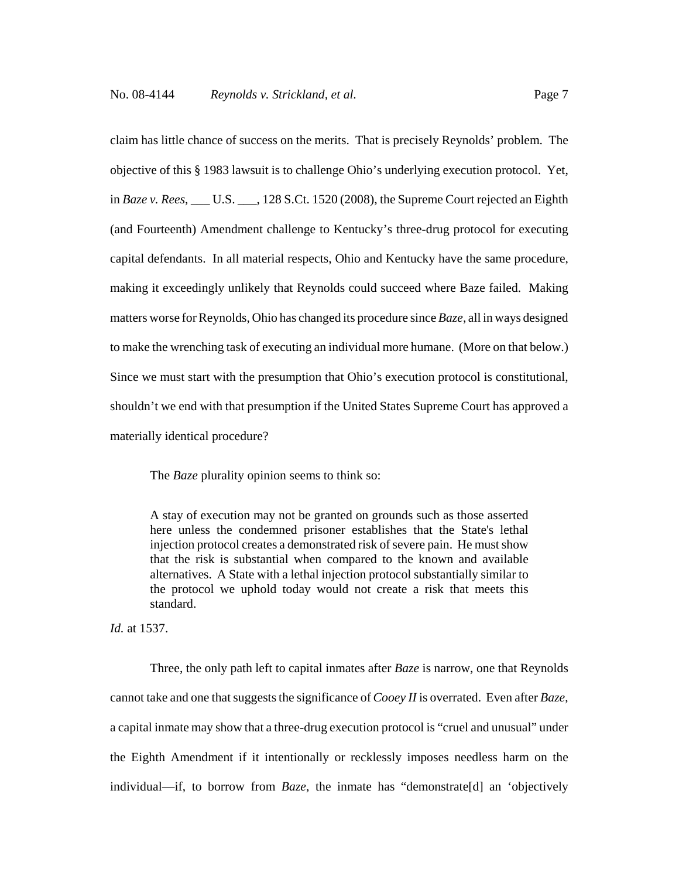claim has little chance of success on the merits. That is precisely Reynolds' problem. The objective of this § 1983 lawsuit is to challenge Ohio's underlying execution protocol. Yet, in *Baze v. Rees*, ___ U.S. ___, 128 S.Ct. 1520 (2008), the Supreme Court rejected an Eighth (and Fourteenth) Amendment challenge to Kentucky's three-drug protocol for executing capital defendants. In all material respects, Ohio and Kentucky have the same procedure, making it exceedingly unlikely that Reynolds could succeed where Baze failed. Making matters worse for Reynolds, Ohio has changed its procedure since *Baze*, all in ways designed to make the wrenching task of executing an individual more humane. (More on that below.) Since we must start with the presumption that Ohio's execution protocol is constitutional, shouldn't we end with that presumption if the United States Supreme Court has approved a materially identical procedure?

The *Baze* plurality opinion seems to think so:

> A stay of execution may not be granted on grounds such as those asserted here unless the condemned prisoner establishes that the State's lethal injection protocol creates a demonstrated risk of severe pain. He must show that the risk is substantial when compared to the known and available alternatives. A State with a lethal injection protocol substantially similar to the protocol we uphold today would not create a risk that meets this standard.

*Id.* at 1537.

Three, the only path left to capital inmates after *Baze* is narrow, one that Reynolds cannot take and one that suggests the significance of *Cooey II* is overrated. Even after *Baze*, a capital inmate may show that a three-drug execution protocol is "cruel and unusual" under the Eighth Amendment if it intentionally or recklessly imposes needless harm on the individual—if, to borrow from *Baze*, the inmate has "demonstrate[d] an 'objectively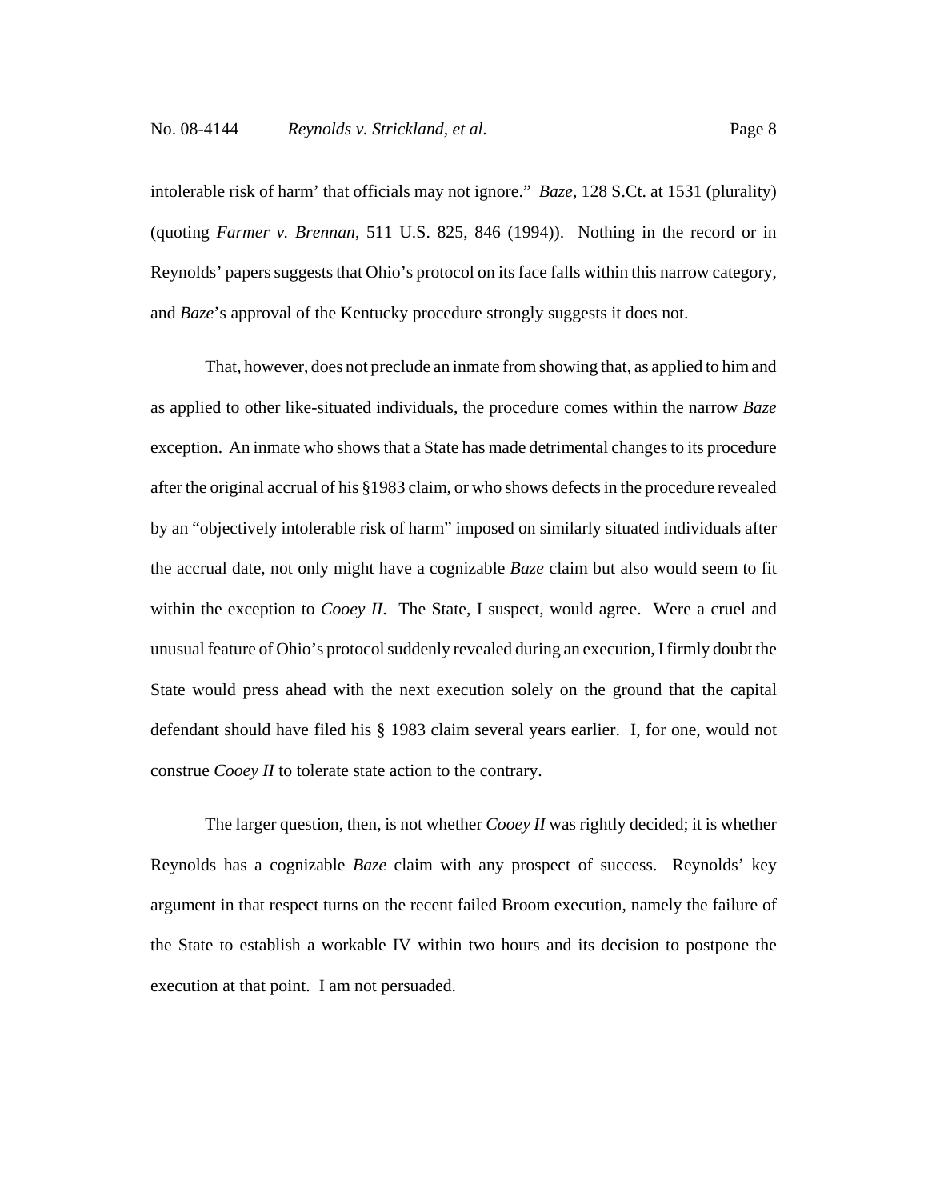intolerable risk of harm' that officials may not ignore." *Baze*, 128 S.Ct. at 1531 (plurality) (quoting *Farmer v. Brennan*, 511 U.S. 825, 846 (1994)). Nothing in the record or in Reynolds' papers suggests that Ohio's protocol on its face falls within this narrow category, and *Baze*'s approval of the Kentucky procedure strongly suggests it does not.

That, however, does not preclude an inmate from showing that, as applied to him and as applied to other like-situated individuals, the procedure comes within the narrow *Baze* exception. An inmate who shows that a State has made detrimental changes to its procedure after the original accrual of his §1983 claim, or who shows defects in the procedure revealed by an "objectively intolerable risk of harm" imposed on similarly situated individuals after the accrual date, not only might have a cognizable *Baze* claim but also would seem to fit within the exception to *Cooey II*. The State, I suspect, would agree. Were a cruel and unusual feature of Ohio's protocol suddenly revealed during an execution, I firmly doubt the State would press ahead with the next execution solely on the ground that the capital defendant should have filed his § 1983 claim several years earlier. I, for one, would not construe *Cooey II* to tolerate state action to the contrary.

The larger question, then, is not whether *Cooey II* was rightly decided; it is whether Reynolds has a cognizable *Baze* claim with any prospect of success. Reynolds' key argument in that respect turns on the recent failed Broom execution, namely the failure of the State to establish a workable IV within two hours and its decision to postpone the execution at that point. I am not persuaded.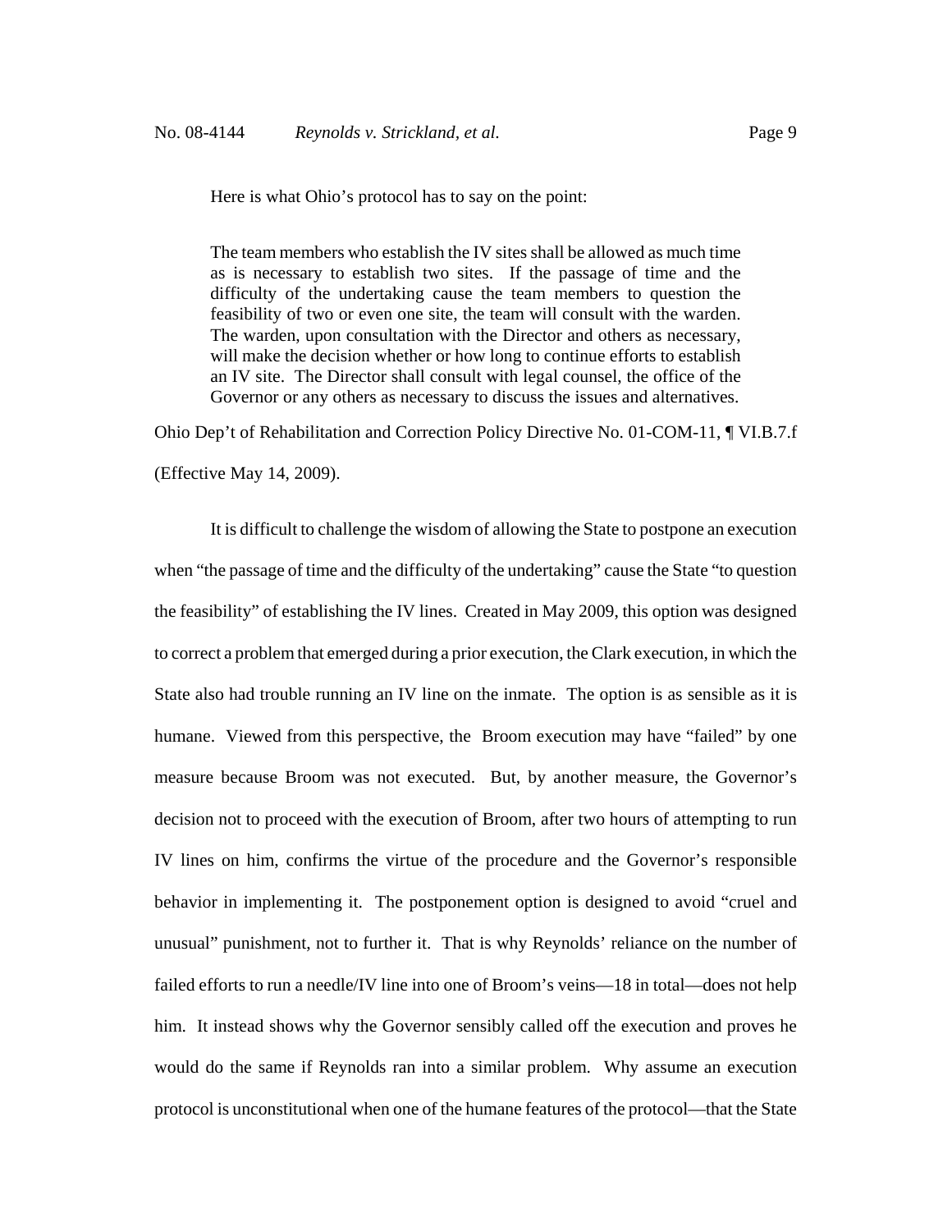Here is what Ohio's protocol has to say on the point:

> The team members who establish the IV sites shall be allowed as much time as is necessary to establish two sites. If the passage of time and the difficulty of the undertaking cause the team members to question the feasibility of two or even one site, the team will consult with the warden. The warden, upon consultation with the Director and others as necessary, will make the decision whether or how long to continue efforts to establish an IV site. The Director shall consult with legal counsel, the office of the Governor or any others as necessary to discuss the issues and alternatives.

Ohio Dep't of Rehabilitation and Correction Policy Directive No. 01-COM-11, ¶ VI.B.7.f (Effective May 14, 2009).

It is difficult to challenge the wisdom of allowing the State to postpone an execution when "the passage of time and the difficulty of the undertaking" cause the State "to question the feasibility" of establishing the IV lines. Created in May 2009, this option was designed to correct a problem that emerged during a prior execution, the Clark execution, in which the State also had trouble running an IV line on the inmate. The option is as sensible as it is humane. Viewed from this perspective, the Broom execution may have "failed" by one measure because Broom was not executed. But, by another measure, the Governor's decision not to proceed with the execution of Broom, after two hours of attempting to run IV lines on him, confirms the virtue of the procedure and the Governor's responsible behavior in implementing it. The postponement option is designed to avoid "cruel and unusual" punishment, not to further it. That is why Reynolds' reliance on the number of failed efforts to run a needle/IV line into one of Broom's veins—18 in total—does not help him. It instead shows why the Governor sensibly called off the execution and proves he would do the same if Reynolds ran into a similar problem. Why assume an execution protocol is unconstitutional when one of the humane features of the protocol—that the State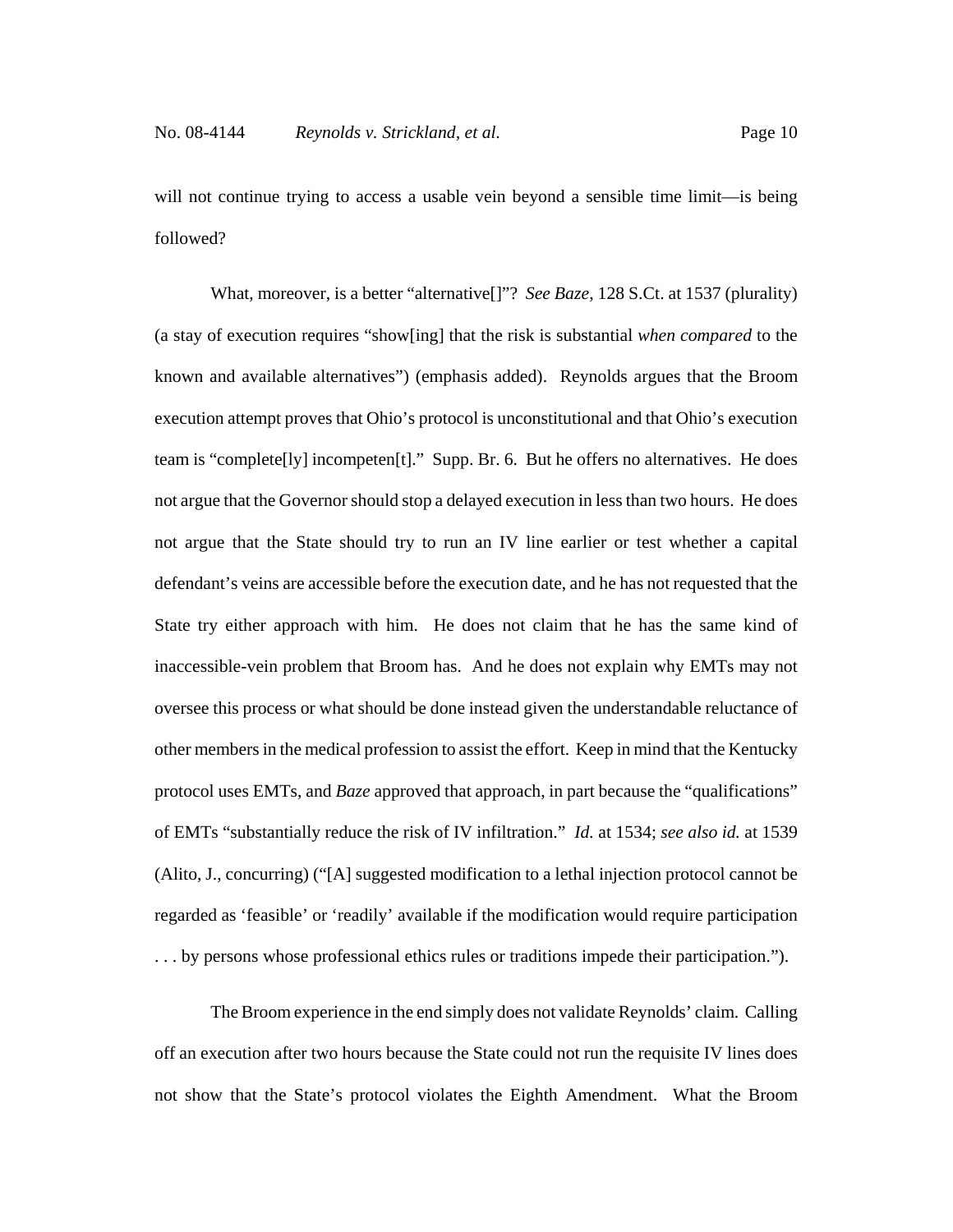will not continue trying to access a usable vein beyond a sensible time limit—is being followed?

What, moreover, is a better "alternative[]"? *See Baze*, 128 S.Ct. at 1537 (plurality) (a stay of execution requires "show[ing] that the risk is substantial *when compared* to the known and available alternatives") (emphasis added). Reynolds argues that the Broom execution attempt proves that Ohio's protocol is unconstitutional and that Ohio's execution team is "complete[ly] incompeten[t]." Supp. Br. 6. But he offers no alternatives. He does not argue that the Governor should stop a delayed execution in less than two hours. He does not argue that the State should try to run an IV line earlier or test whether a capital defendant's veins are accessible before the execution date, and he has not requested that the State try either approach with him. He does not claim that he has the same kind of inaccessible-vein problem that Broom has. And he does not explain why EMTs may not oversee this process or what should be done instead given the understandable reluctance of other members in the medical profession to assist the effort. Keep in mind that the Kentucky protocol uses EMTs, and *Baze* approved that approach, in part because the "qualifications" of EMTs "substantially reduce the risk of IV infiltration." *Id.* at 1534; *see also id.* at 1539 (Alito, J., concurring) ("[A] suggested modification to a lethal injection protocol cannot be regarded as 'feasible' or 'readily' available if the modification would require participation . . . by persons whose professional ethics rules or traditions impede their participation.").

The Broom experience in the end simply does not validate Reynolds' claim. Calling off an execution after two hours because the State could not run the requisite IV lines does not show that the State's protocol violates the Eighth Amendment. What the Broom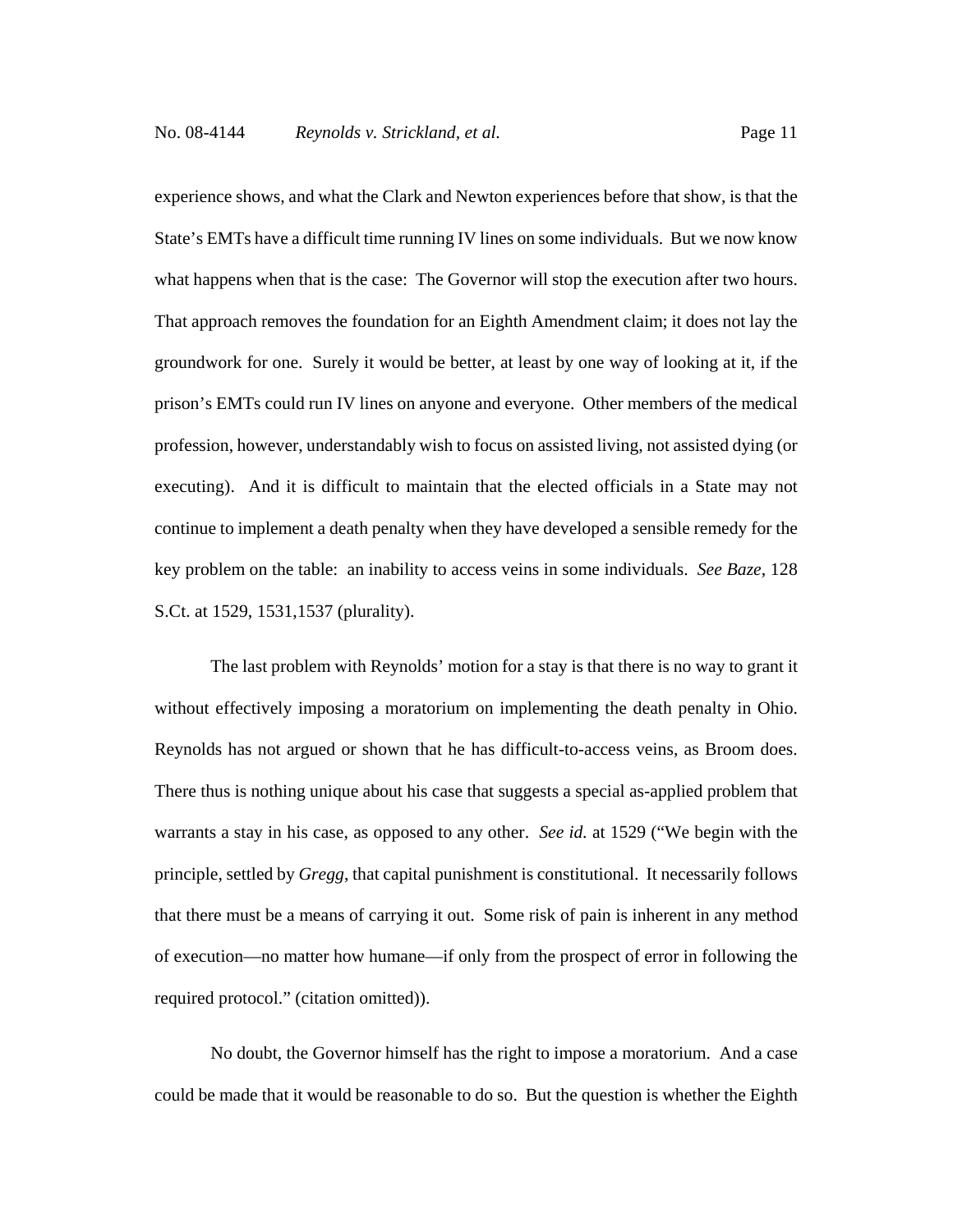experience shows, and what the Clark and Newton experiences before that show, is that the State's EMTs have a difficult time running IV lines on some individuals. But we now know what happens when that is the case: The Governor will stop the execution after two hours. That approach removes the foundation for an Eighth Amendment claim; it does not lay the groundwork for one. Surely it would be better, at least by one way of looking at it, if the prison's EMTs could run IV lines on anyone and everyone. Other members of the medical profession, however, understandably wish to focus on assisted living, not assisted dying (or executing). And it is difficult to maintain that the elected officials in a State may not continue to implement a death penalty when they have developed a sensible remedy for the key problem on the table: an inability to access veins in some individuals. *See Baze*, 128 S.Ct. at 1529, 1531,1537 (plurality).

The last problem with Reynolds' motion for a stay is that there is no way to grant it without effectively imposing a moratorium on implementing the death penalty in Ohio. Reynolds has not argued or shown that he has difficult-to-access veins, as Broom does. There thus is nothing unique about his case that suggests a special as-applied problem that warrants a stay in his case, as opposed to any other. *See id.* at 1529 ("We begin with the principle, settled by *Gregg*, that capital punishment is constitutional. It necessarily follows that there must be a means of carrying it out. Some risk of pain is inherent in any method of execution—no matter how humane—if only from the prospect of error in following the required protocol." (citation omitted)).

No doubt, the Governor himself has the right to impose a moratorium. And a case could be made that it would be reasonable to do so. But the question is whether the Eighth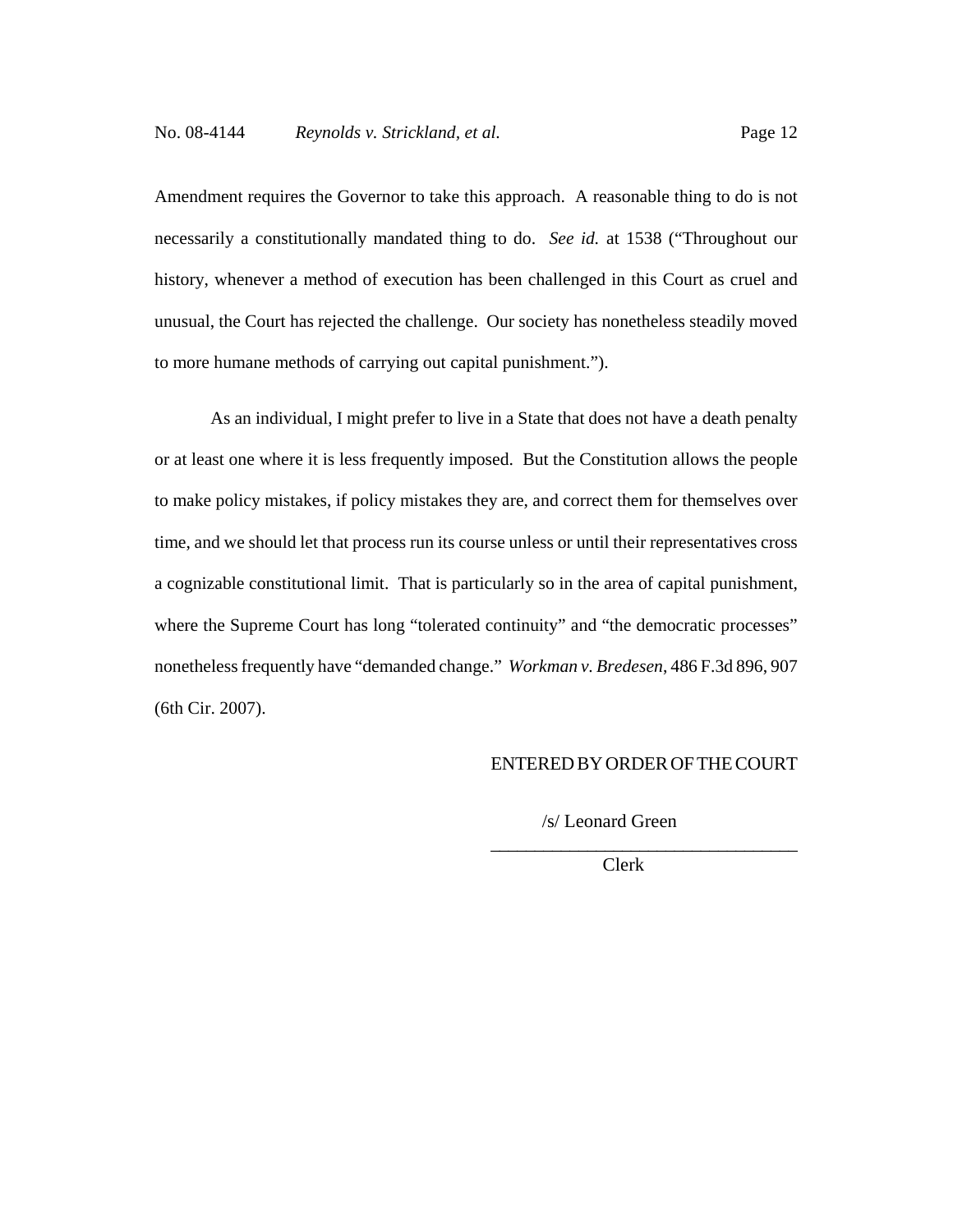Amendment requires the Governor to take this approach. A reasonable thing to do is not necessarily a constitutionally mandated thing to do. *See id.* at 1538 ("Throughout our history, whenever a method of execution has been challenged in this Court as cruel and unusual, the Court has rejected the challenge. Our society has nonetheless steadily moved to more humane methods of carrying out capital punishment.").

As an individual, I might prefer to live in a State that does not have a death penalty or at least one where it is less frequently imposed. But the Constitution allows the people to make policy mistakes, if policy mistakes they are, and correct them for themselves over time, and we should let that process run its course unless or until their representatives cross a cognizable constitutional limit. That is particularly so in the area of capital punishment, where the Supreme Court has long "tolerated continuity" and "the democratic processes" nonetheless frequently have "demanded change." *Workman v. Bredesen*, 486 F.3d 896, 907 (6th Cir. 2007).

ENTERED BY ORDER OF THE COURT

/s/ Leonard Green
\_\_\_\_\_\_\_\_\_\_\_\_\_\_\_\_\_\_\_\_\_\_\_\_\_\_\_\_\_\_\_\_\_\_
Clerk